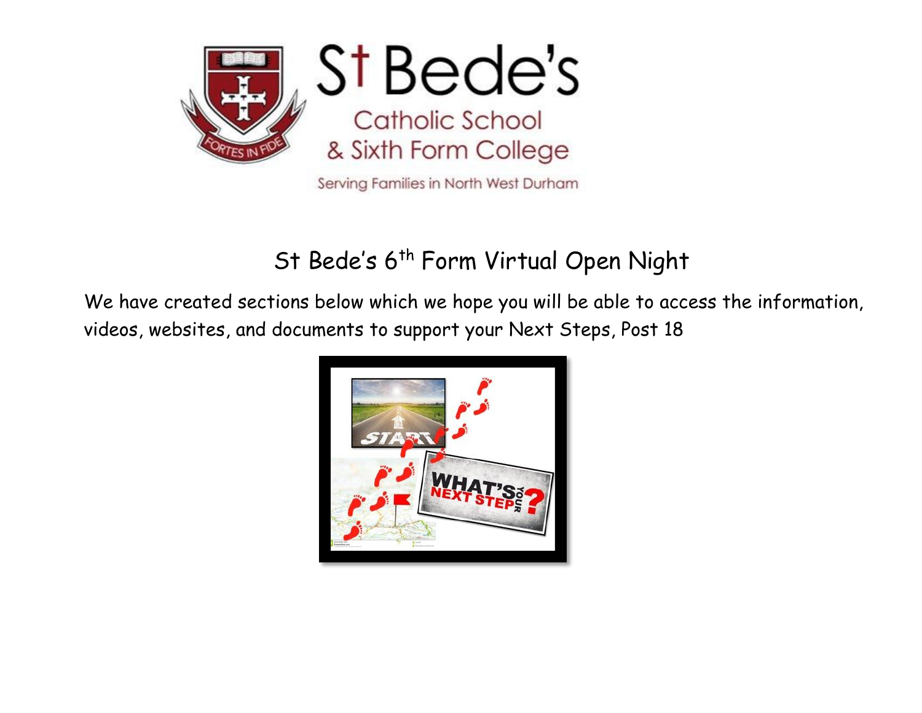St Bede's Catholic School & Sixth Form College

Serving Families in North West Durham

# St Bede's 6th Form Virtual Open Night

We have created sections below which we hope you will be able to access the information, videos, websites, and documents to support your Next Steps, Post 18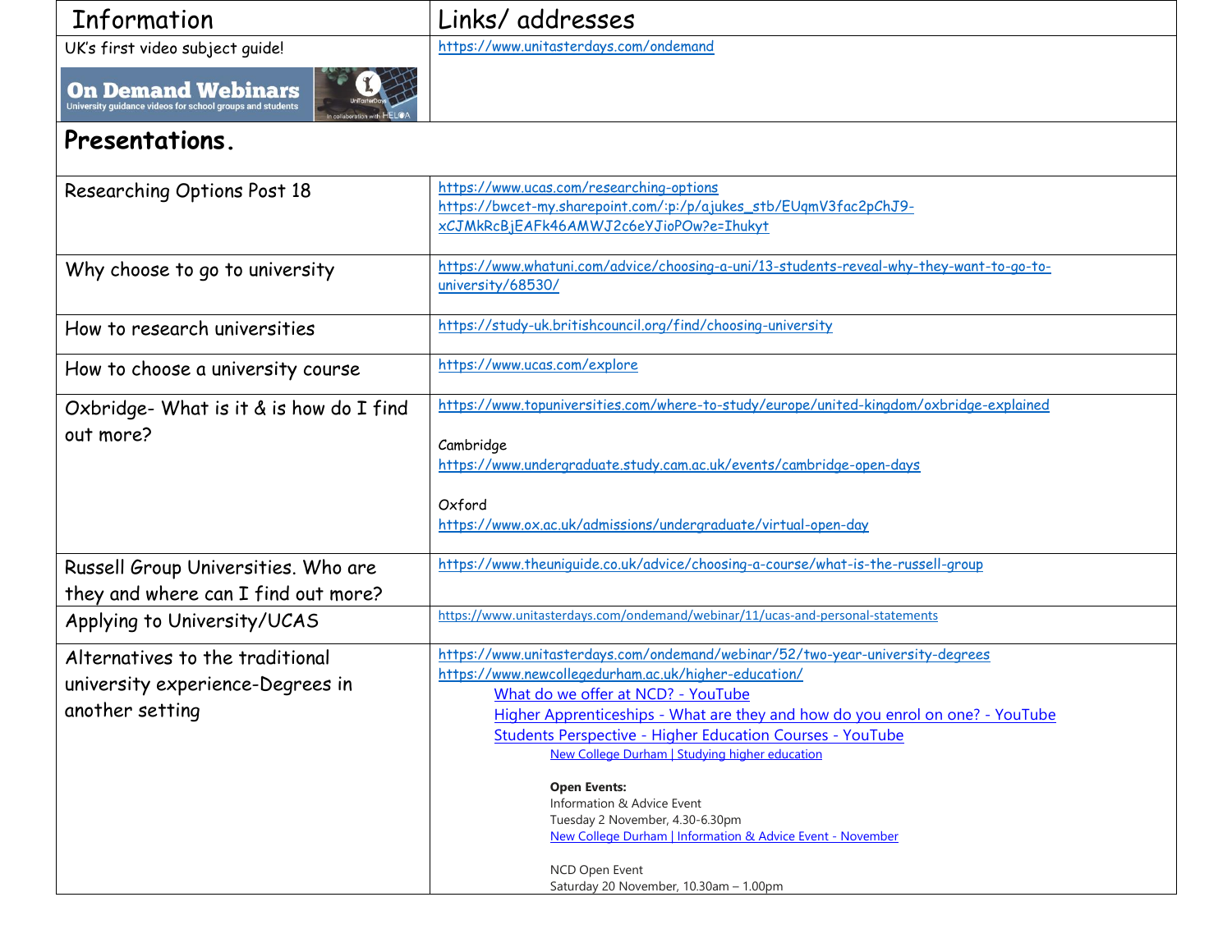| Information | Links/ addresses |
| --- | --- |
| UK's first video subject guide!<br>On Demand Webinars<br>University guidance videos for school groups and students | https://www.unitasterdays.com/ondemand |
| **Presentations.** | |
| Researching Options Post 18 | https://www.ucas.com/researching-options<br>https://bwcet-my.sharepoint.com/:p:/p/ajukes_stb/EUqmV3fac2pChJ9-xCJMkRcBjEAFk46AMWJ2c6eYJioPOw?e=Ihukyt |
| Why choose to go to university | https://www.whatuni.com/advice/choosing-a-uni/13-students-reveal-why-they-want-to-go-to-university/68530/ |
| How to research universities | https://study-uk.britishcouncil.org/find/choosing-university |
| How to choose a university course | https://www.ucas.com/explore |
| Oxbridge- What is it & is how do I find out more? | https://www.topuniversities.com/where-to-study/europe/united-kingdom/oxbridge-explained<br><br>Cambridge<br>https://www.undergraduate.study.cam.ac.uk/events/cambridge-open-days<br><br>Oxford<br>https://www.ox.ac.uk/admissions/undergraduate/virtual-open-day |
| Russell Group Universities. Who are they and where can I find out more? | https://www.theuniguide.co.uk/advice/choosing-a-course/what-is-the-russell-group |
| Applying to University/UCAS | https://www.unitasterdays.com/ondemand/webinar/11/ucas-and-personal-statements |
| Alternatives to the traditional university experience-Degrees in another setting | https://www.unitasterdays.com/ondemand/webinar/52/two-year-university-degrees<br>https://www.newcollegedurham.ac.uk/higher-education/<br>What do we offer at NCD? - YouTube<br>Higher Apprenticeships - What are they and how do you enrol on one? - YouTube<br>Students Perspective - Higher Education Courses - YouTube<br>New College Durham \| Studying higher education<br><br>**Open Events:**<br>Information & Advice Event<br>Tuesday 2 November, 4.30-6.30pm<br>New College Durham \| Information & Advice Event - November<br><br>NCD Open Event<br>Saturday 20 November, 10.30am – 1.00pm |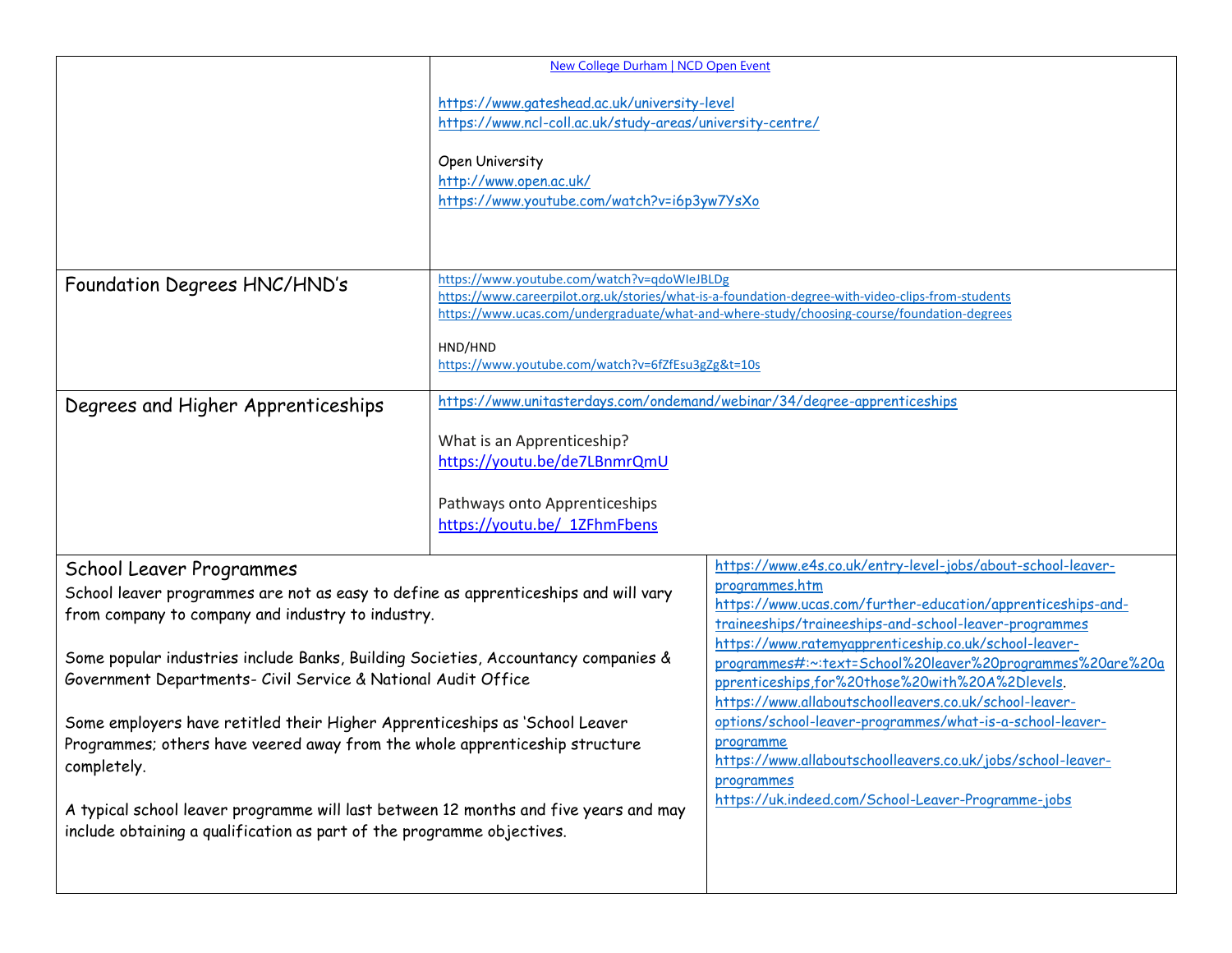| | |
|---|---|
| | New College Durham \| NCD Open Event<br><br>https://www.gateshead.ac.uk/university-level<br>https://www.ncl-coll.ac.uk/study-areas/university-centre/<br><br>Open University<br>http://www.open.ac.uk/<br>https://www.youtube.com/watch?v=i6p3yw7YsXo |
| Foundation Degrees HNC/HND's | https://www.youtube.com/watch?v=qdoWIeJBLDg<br>https://www.careerpilot.org.uk/stories/what-is-a-foundation-degree-with-video-clips-from-students<br>https://www.ucas.com/undergraduate/what-and-where-study/choosing-course/foundation-degrees<br><br>HND/HND<br>https://www.youtube.com/watch?v=6fZfEsu3gZg&t=10s |
| Degrees and Higher Apprenticeships | https://www.unitasterdays.com/ondemand/webinar/34/degree-apprenticeships<br><br>What is an Apprenticeship?<br>https://youtu.be/de7LBnmrQmU<br><br>Pathways onto Apprenticeships<br>https://youtu.be/_1ZFhmFbens |
| **School Leaver Programmes**<br>School leaver programmes are not as easy to define as apprenticeships and will vary from company to company and industry to industry.<br><br>Some popular industries include Banks, Building Societies, Accountancy companies & Government Departments- Civil Service & National Audit Office<br><br>Some employers have retitled their Higher Apprenticeships as 'School Leaver Programmes; others have veered away from the whole apprenticeship structure completely.<br><br>A typical school leaver programme will last between 12 months and five years and may include obtaining a qualification as part of the programme objectives. | https://www.e4s.co.uk/entry-level-jobs/about-school-leaver-programmes.htm<br>https://www.ucas.com/further-education/apprenticeships-and-traineeships/traineeships-and-school-leaver-programmes<br>https://www.ratemyapprenticeship.co.uk/school-leaver-programmes#:~:text=School%20leaver%20programmes%20are%20apprenticeships,for%20those%20with%20A%2Dlevels.<br>https://www.allaboutschoolleavers.co.uk/school-leaver-options/school-leaver-programmes/what-is-a-school-leaver-programme<br>https://www.allaboutschoolleavers.co.uk/jobs/school-leaver-programmes<br>https://uk.indeed.com/School-Leaver-Programme-jobs |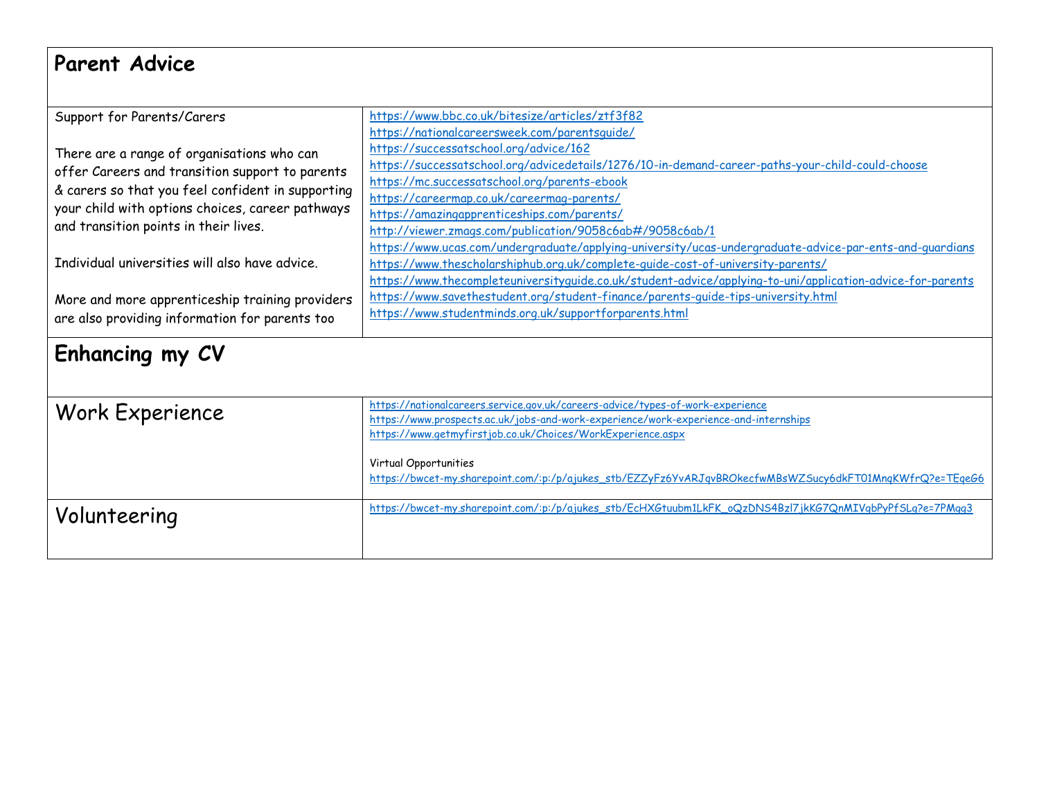## Parent Advice

| | |
|---|---|
| Support for Parents/Carers<br><br>There are a range of organisations who can offer Careers and transition support to parents & carers so that you feel confident in supporting your child with options choices, career pathways and transition points in their lives.<br><br>Individual universities will also have advice.<br><br>More and more apprenticeship training providers are also providing information for parents too | https://www.bbc.co.uk/bitesize/articles/ztf3f82<br>https://nationalcareersweek.com/parentsguide/<br>https://successatschool.org/advice/162<br>https://successatschool.org/advicedetails/1276/10-in-demand-career-paths-your-child-could-choose<br>https://mc.successatschool.org/parents-ebook<br>https://careermap.co.uk/careermag-parents/<br>https://amazingapprenticeships.com/parents/<br>http://viewer.zmags.com/publication/9058c6ab#/9058c6ab/1<br>https://www.ucas.com/undergraduate/applying-university/ucas-undergraduate-advice-par-ents-and-guardians<br>https://www.thescholarshiphub.org.uk/complete-guide-cost-of-university-parents/<br>https://www.thecompleteuniversityguide.co.uk/student-advice/applying-to-uni/application-advice-for-parents<br>https://www.savethestudent.org/student-finance/parents-guide-tips-university.html<br>https://www.studentminds.org.uk/supportforparents.html |

## Enhancing my CV

| | |
|---|---|
| Work Experience | https://nationalcareers.service.gov.uk/careers-advice/types-of-work-experience<br>https://www.prospects.ac.uk/jobs-and-work-experience/work-experience-and-internships<br>https://www.getmyfirstjob.co.uk/Choices/WorkExperience.aspx<br><br>Virtual Opportunities<br>https://bwcet-my.sharepoint.com/:p:/p/ajukes_stb/EZZyFz6YvARJqvBROkecfwMBsWZSucy6dkFT01MnqKWfrQ?e=TEqeG6 |
| Volunteering | https://bwcet-my.sharepoint.com/:p:/p/ajukes_stb/EcHXGtuubm1LkFK_oQzDNS4Bzl7jkKG7QnMIVgbPyPfSLg?e=7PMgg3 |